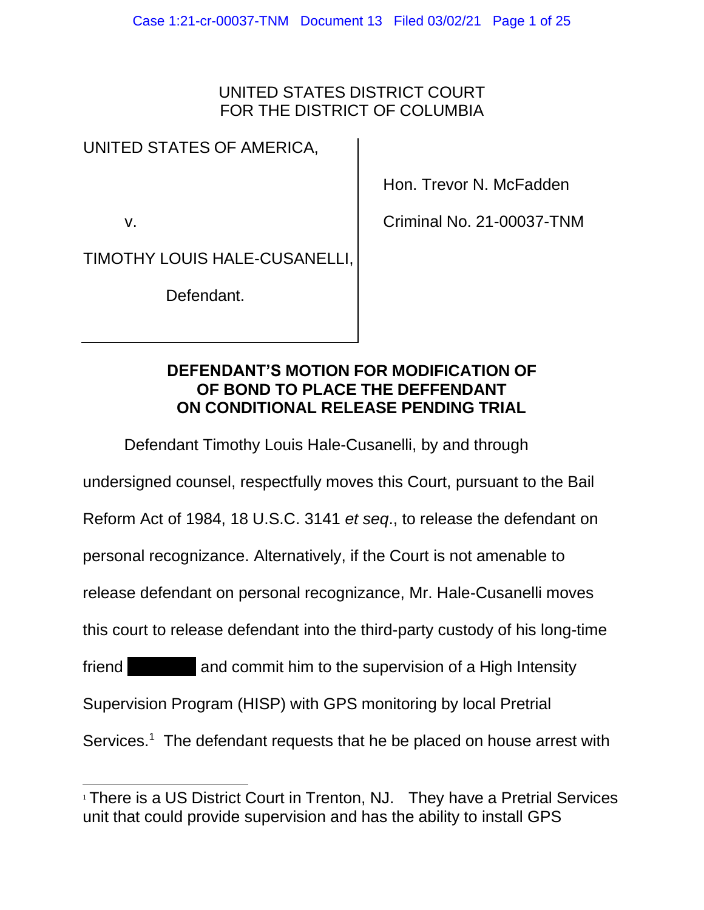UNITED STATES DISTRICT COURT
FOR THE DISTRICT OF COLUMBIA

| | |
|---|---|
| UNITED STATES OF AMERICA, | Hon. Trevor N. McFadden |
| v. | Criminal No. 21-00037-TNM |
| TIMOTHY LOUIS HALE-CUSANELLI, | |
| Defendant. | |

**DEFENDANT'S MOTION FOR MODIFICATION OF OF BOND TO PLACE THE DEFFENDANT ON CONDITIONAL RELEASE PENDING TRIAL**

Defendant Timothy Louis Hale-Cusanelli, by and through undersigned counsel, respectfully moves this Court, pursuant to the Bail Reform Act of 1984, 18 U.S.C. 3141 *et seq*., to release the defendant on personal recognizance. Alternatively, if the Court is not amenable to release defendant on personal recognizance, Mr. Hale-Cusanelli moves this court to release defendant into the third-party custody of his long-time friend [REDACTED] and commit him to the supervision of a High Intensity Supervision Program (HISP) with GPS monitoring by local Pretrial Services.[1] The defendant requests that he be placed on house arrest with

[1] There is a US District Court in Trenton, NJ. They have a Pretrial Services unit that could provide supervision and has the ability to install GPS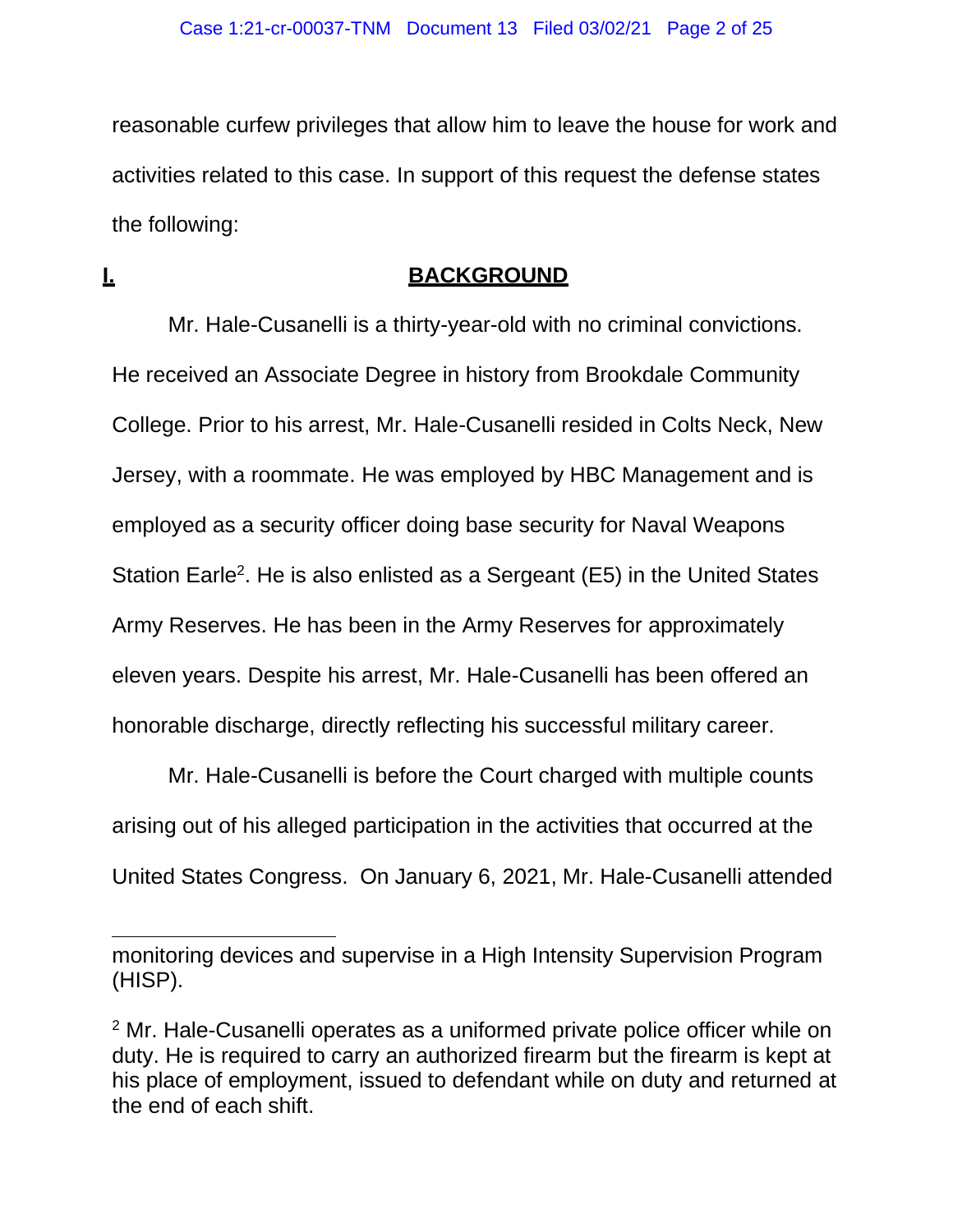reasonable curfew privileges that allow him to leave the house for work and activities related to this case. In support of this request the defense states the following:

## I. BACKGROUND

Mr. Hale-Cusanelli is a thirty-year-old with no criminal convictions. He received an Associate Degree in history from Brookdale Community College. Prior to his arrest, Mr. Hale-Cusanelli resided in Colts Neck, New Jersey, with a roommate. He was employed by HBC Management and is employed as a security officer doing base security for Naval Weapons Station Earle[2]. He is also enlisted as a Sergeant (E5) in the United States Army Reserves. He has been in the Army Reserves for approximately eleven years. Despite his arrest, Mr. Hale-Cusanelli has been offered an honorable discharge, directly reflecting his successful military career.

Mr. Hale-Cusanelli is before the Court charged with multiple counts arising out of his alleged participation in the activities that occurred at the United States Congress. On January 6, 2021, Mr. Hale-Cusanelli attended

---

monitoring devices and supervise in a High Intensity Supervision Program (HISP).

[2] Mr. Hale-Cusanelli operates as a uniformed private police officer while on duty. He is required to carry an authorized firearm but the firearm is kept at his place of employment, issued to defendant while on duty and returned at the end of each shift.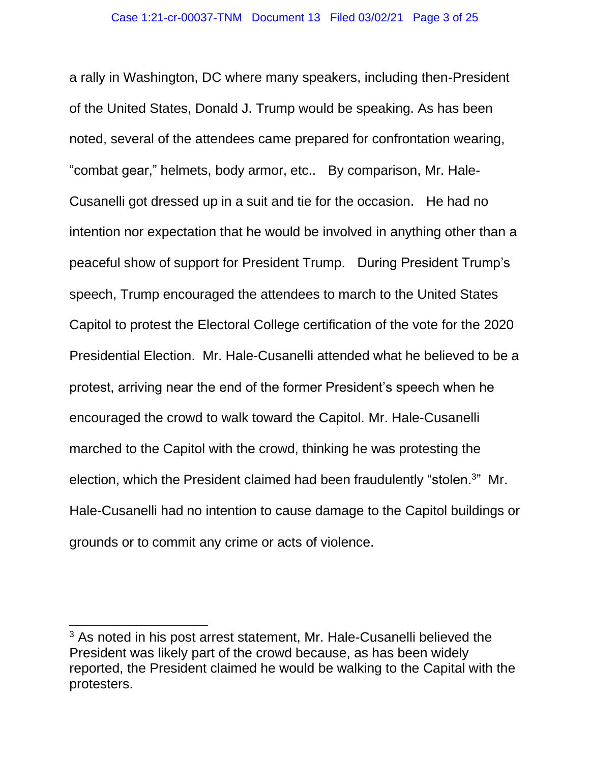a rally in Washington, DC where many speakers, including then-President of the United States, Donald J. Trump would be speaking. As has been noted, several of the attendees came prepared for confrontation wearing, "combat gear," helmets, body armor, etc.. By comparison, Mr. Hale-Cusanelli got dressed up in a suit and tie for the occasion. He had no intention nor expectation that he would be involved in anything other than a peaceful show of support for President Trump. During President Trump's speech, Trump encouraged the attendees to march to the United States Capitol to protest the Electoral College certification of the vote for the 2020 Presidential Election. Mr. Hale-Cusanelli attended what he believed to be a protest, arriving near the end of the former President's speech when he encouraged the crowd to walk toward the Capitol. Mr. Hale-Cusanelli marched to the Capitol with the crowd, thinking he was protesting the election, which the President claimed had been fraudulently "stolen.[3]" Mr. Hale-Cusanelli had no intention to cause damage to the Capitol buildings or grounds or to commit any crime or acts of violence.

---

[3] As noted in his post arrest statement, Mr. Hale-Cusanelli believed the President was likely part of the crowd because, as has been widely reported, the President claimed he would be walking to the Capital with the protesters.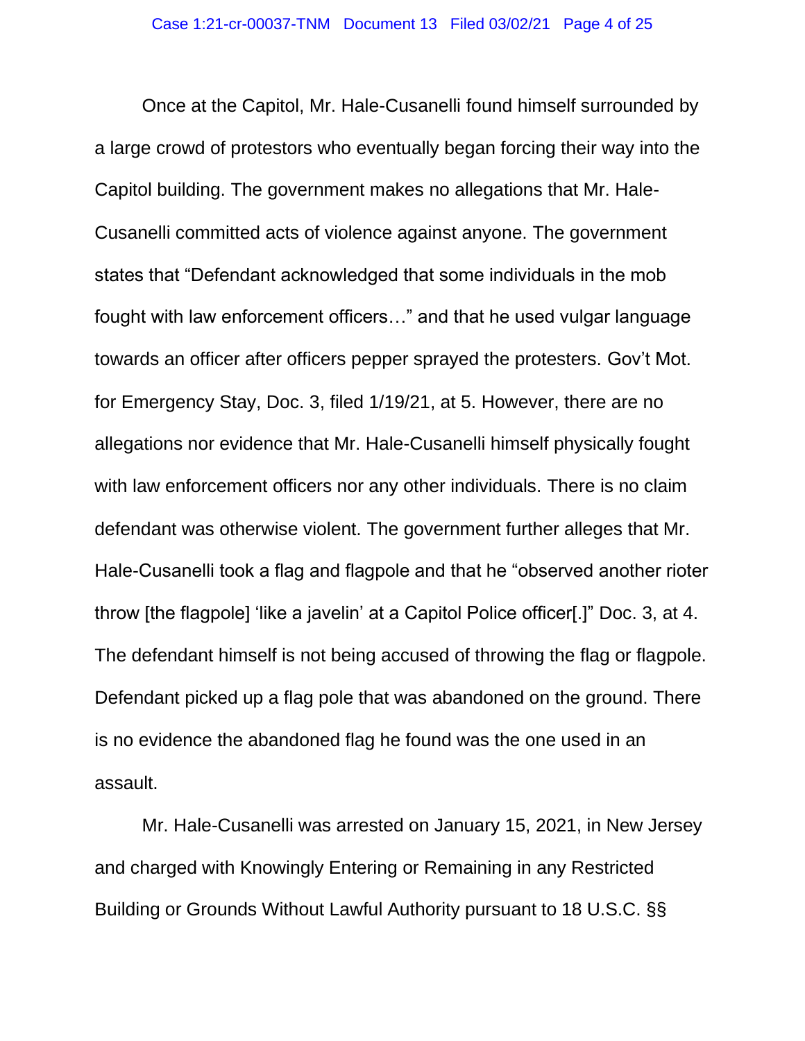Once at the Capitol, Mr. Hale-Cusanelli found himself surrounded by a large crowd of protestors who eventually began forcing their way into the Capitol building. The government makes no allegations that Mr. Hale-Cusanelli committed acts of violence against anyone. The government states that "Defendant acknowledged that some individuals in the mob fought with law enforcement officers…" and that he used vulgar language towards an officer after officers pepper sprayed the protesters. Gov't Mot. for Emergency Stay, Doc. 3, filed 1/19/21, at 5. However, there are no allegations nor evidence that Mr. Hale-Cusanelli himself physically fought with law enforcement officers nor any other individuals. There is no claim defendant was otherwise violent. The government further alleges that Mr. Hale-Cusanelli took a flag and flagpole and that he "observed another rioter throw [the flagpole] 'like a javelin' at a Capitol Police officer[.]" Doc. 3, at 4. The defendant himself is not being accused of throwing the flag or flagpole. Defendant picked up a flag pole that was abandoned on the ground. There is no evidence the abandoned flag he found was the one used in an assault.

Mr. Hale-Cusanelli was arrested on January 15, 2021, in New Jersey and charged with Knowingly Entering or Remaining in any Restricted Building or Grounds Without Lawful Authority pursuant to 18 U.S.C. §§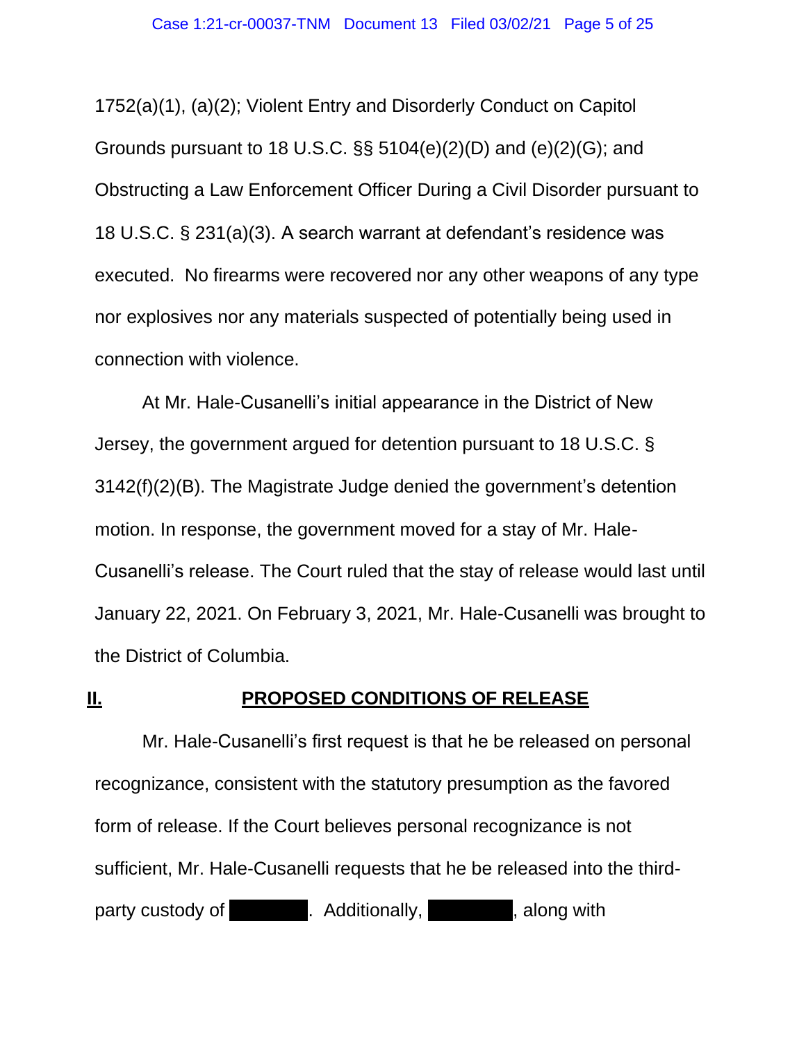1752(a)(1), (a)(2); Violent Entry and Disorderly Conduct on Capitol Grounds pursuant to 18 U.S.C. §§ 5104(e)(2)(D) and (e)(2)(G); and Obstructing a Law Enforcement Officer During a Civil Disorder pursuant to 18 U.S.C. § 231(a)(3). A search warrant at defendant's residence was executed. No firearms were recovered nor any other weapons of any type nor explosives nor any materials suspected of potentially being used in connection with violence.

At Mr. Hale-Cusanelli's initial appearance in the District of New Jersey, the government argued for detention pursuant to 18 U.S.C. § 3142(f)(2)(B). The Magistrate Judge denied the government's detention motion. In response, the government moved for a stay of Mr. Hale-Cusanelli's release. The Court ruled that the stay of release would last until January 22, 2021. On February 3, 2021, Mr. Hale-Cusanelli was brought to the District of Columbia.

## II. PROPOSED CONDITIONS OF RELEASE

Mr. Hale-Cusanelli's first request is that he be released on personal recognizance, consistent with the statutory presumption as the favored form of release. If the Court believes personal recognizance is not sufficient, Mr. Hale-Cusanelli requests that he be released into the third-party custody of [REDACTED]. Additionally, [REDACTED], along with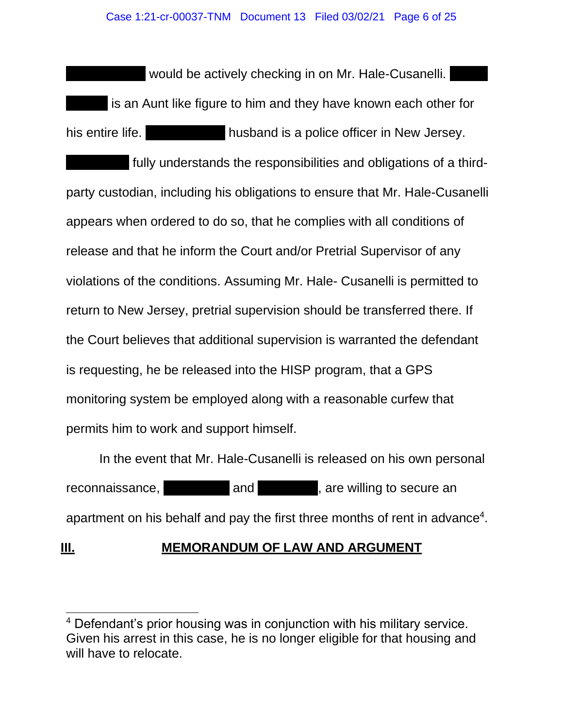██████ would be actively checking in on Mr. Hale-Cusanelli. ████ ████ is an Aunt like figure to him and they have known each other for his entire life. ██████ husband is a police officer in New Jersey. ██████ fully understands the responsibilities and obligations of a third-party custodian, including his obligations to ensure that Mr. Hale-Cusanelli appears when ordered to do so, that he complies with all conditions of release and that he inform the Court and/or Pretrial Supervisor of any violations of the conditions. Assuming Mr. Hale- Cusanelli is permitted to return to New Jersey, pretrial supervision should be transferred there. If the Court believes that additional supervision is warranted the defendant is requesting, he be released into the HISP program, that a GPS monitoring system be employed along with a reasonable curfew that permits him to work and support himself.

In the event that Mr. Hale-Cusanelli is released on his own personal reconnaissance, ██████ and ██████, are willing to secure an apartment on his behalf and pay the first three months of rent in advance[4].

## III. MEMORANDUM OF LAW AND ARGUMENT

---

[4] Defendant's prior housing was in conjunction with his military service. Given his arrest in this case, he is no longer eligible for that housing and will have to relocate.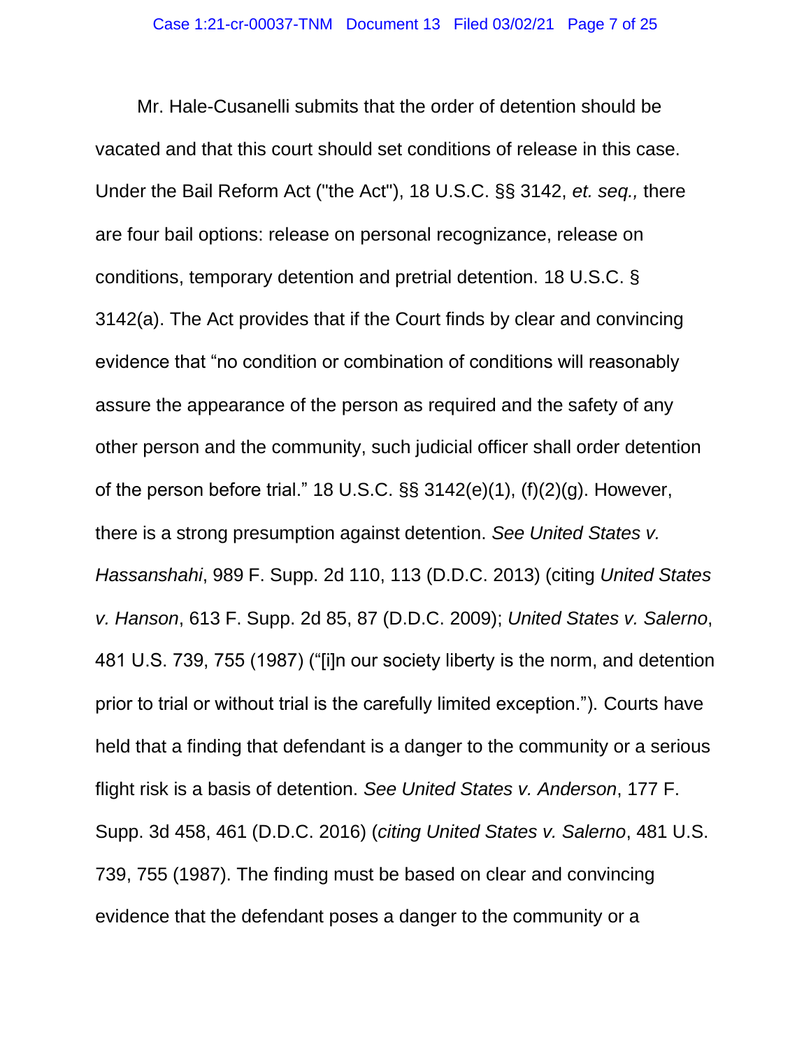Mr. Hale-Cusanelli submits that the order of detention should be vacated and that this court should set conditions of release in this case. Under the Bail Reform Act ("the Act"), 18 U.S.C. §§ 3142, *et. seq.,* there are four bail options: release on personal recognizance, release on conditions, temporary detention and pretrial detention. 18 U.S.C. § 3142(a). The Act provides that if the Court finds by clear and convincing evidence that "no condition or combination of conditions will reasonably assure the appearance of the person as required and the safety of any other person and the community, such judicial officer shall order detention of the person before trial." 18 U.S.C. §§ 3142(e)(1), (f)(2)(g). However, there is a strong presumption against detention. *See United States v. Hassanshahi*, 989 F. Supp. 2d 110, 113 (D.D.C. 2013) (citing *United States v. Hanson*, 613 F. Supp. 2d 85, 87 (D.D.C. 2009); *United States v. Salerno*, 481 U.S. 739, 755 (1987) ("[i]n our society liberty is the norm, and detention prior to trial or without trial is the carefully limited exception."). Courts have held that a finding that defendant is a danger to the community or a serious flight risk is a basis of detention. *See United States v. Anderson*, 177 F. Supp. 3d 458, 461 (D.D.C. 2016) (*citing United States v. Salerno*, 481 U.S. 739, 755 (1987). The finding must be based on clear and convincing evidence that the defendant poses a danger to the community or a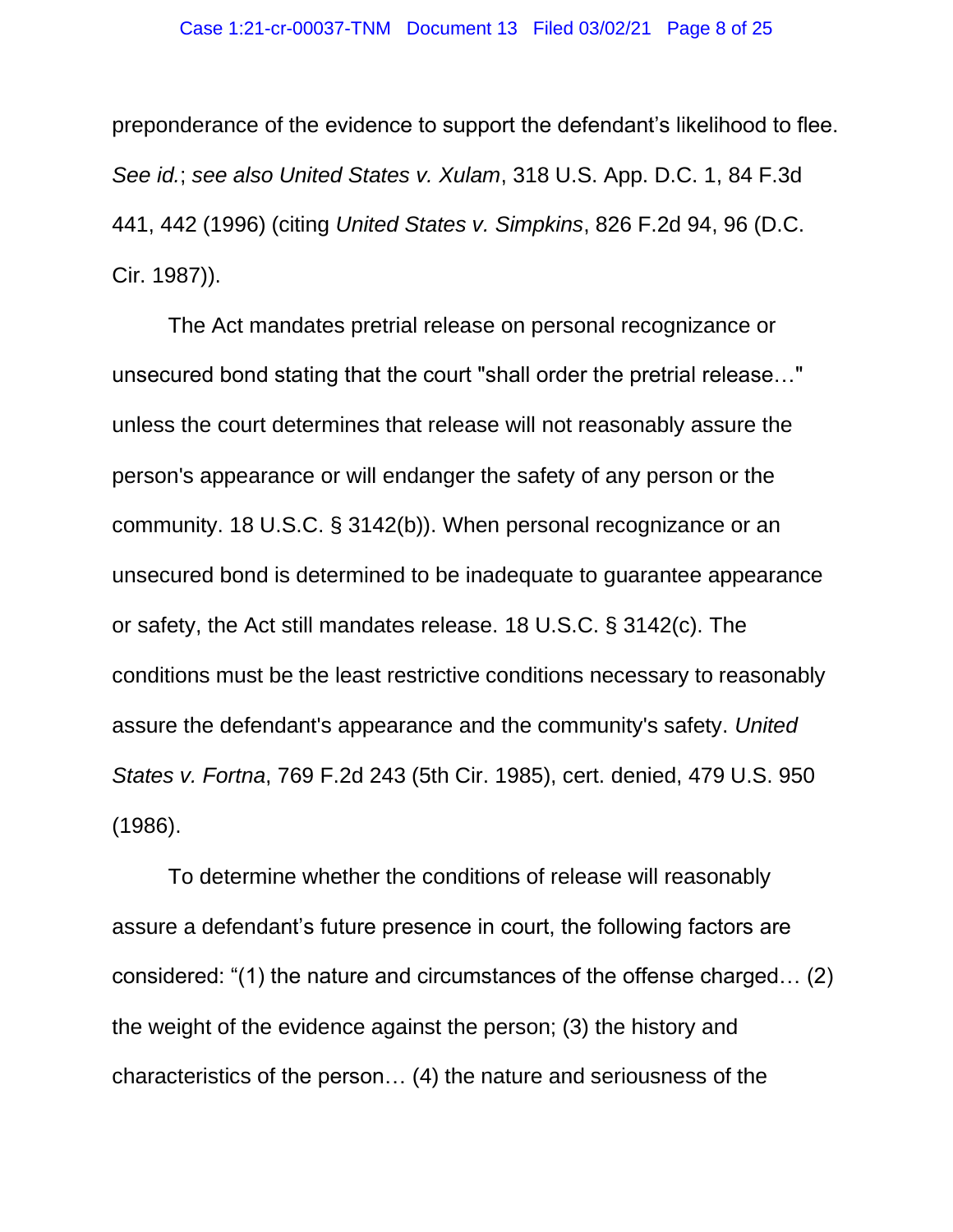preponderance of the evidence to support the defendant's likelihood to flee. *See id.*; *see also United States v. Xulam*, 318 U.S. App. D.C. 1, 84 F.3d 441, 442 (1996) (citing *United States v. Simpkins*, 826 F.2d 94, 96 (D.C. Cir. 1987)).

The Act mandates pretrial release on personal recognizance or unsecured bond stating that the court "shall order the pretrial release…" unless the court determines that release will not reasonably assure the person's appearance or will endanger the safety of any person or the community. 18 U.S.C. § 3142(b)). When personal recognizance or an unsecured bond is determined to be inadequate to guarantee appearance or safety, the Act still mandates release. 18 U.S.C. § 3142(c). The conditions must be the least restrictive conditions necessary to reasonably assure the defendant's appearance and the community's safety. *United States v. Fortna*, 769 F.2d 243 (5th Cir. 1985), cert. denied, 479 U.S. 950 (1986).

To determine whether the conditions of release will reasonably assure a defendant's future presence in court, the following factors are considered: "(1) the nature and circumstances of the offense charged… (2) the weight of the evidence against the person; (3) the history and characteristics of the person… (4) the nature and seriousness of the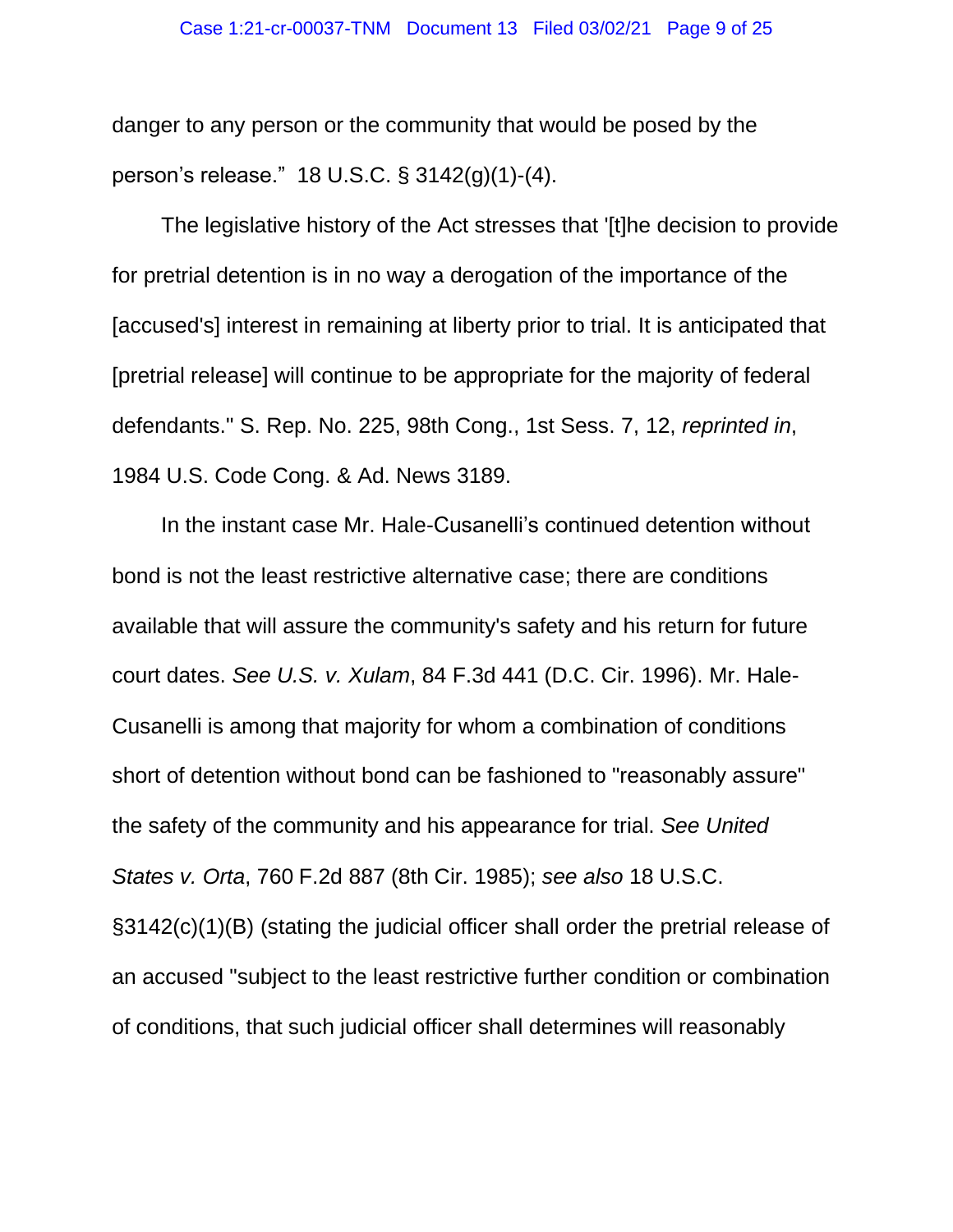danger to any person or the community that would be posed by the person's release." 18 U.S.C. § 3142(g)(1)-(4).

The legislative history of the Act stresses that '[t]he decision to provide for pretrial detention is in no way a derogation of the importance of the [accused's] interest in remaining at liberty prior to trial. It is anticipated that [pretrial release] will continue to be appropriate for the majority of federal defendants." S. Rep. No. 225, 98th Cong., 1st Sess. 7, 12, *reprinted in*, 1984 U.S. Code Cong. & Ad. News 3189.

In the instant case Mr. Hale-Cusanelli's continued detention without bond is not the least restrictive alternative case; there are conditions available that will assure the community's safety and his return for future court dates. *See U.S. v. Xulam*, 84 F.3d 441 (D.C. Cir. 1996). Mr. Hale-Cusanelli is among that majority for whom a combination of conditions short of detention without bond can be fashioned to "reasonably assure" the safety of the community and his appearance for trial. *See United States v. Orta*, 760 F.2d 887 (8th Cir. 1985); *see also* 18 U.S.C. §3142(c)(1)(B) (stating the judicial officer shall order the pretrial release of an accused "subject to the least restrictive further condition or combination of conditions, that such judicial officer shall determines will reasonably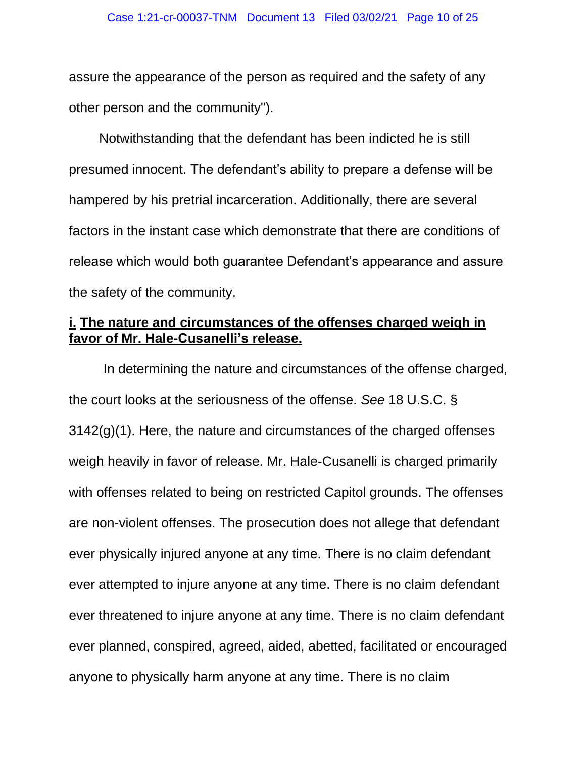assure the appearance of the person as required and the safety of any other person and the community").

Notwithstanding that the defendant has been indicted he is still presumed innocent. The defendant's ability to prepare a defense will be hampered by his pretrial incarceration. Additionally, there are several factors in the instant case which demonstrate that there are conditions of release which would both guarantee Defendant's appearance and assure the safety of the community.

**i. The nature and circumstances of the offenses charged weigh in favor of Mr. Hale-Cusanelli's release.**

In determining the nature and circumstances of the offense charged, the court looks at the seriousness of the offense. *See* 18 U.S.C. § 3142(g)(1). Here, the nature and circumstances of the charged offenses weigh heavily in favor of release. Mr. Hale-Cusanelli is charged primarily with offenses related to being on restricted Capitol grounds. The offenses are non-violent offenses. The prosecution does not allege that defendant ever physically injured anyone at any time. There is no claim defendant ever attempted to injure anyone at any time. There is no claim defendant ever threatened to injure anyone at any time. There is no claim defendant ever planned, conspired, agreed, aided, abetted, facilitated or encouraged anyone to physically harm anyone at any time. There is no claim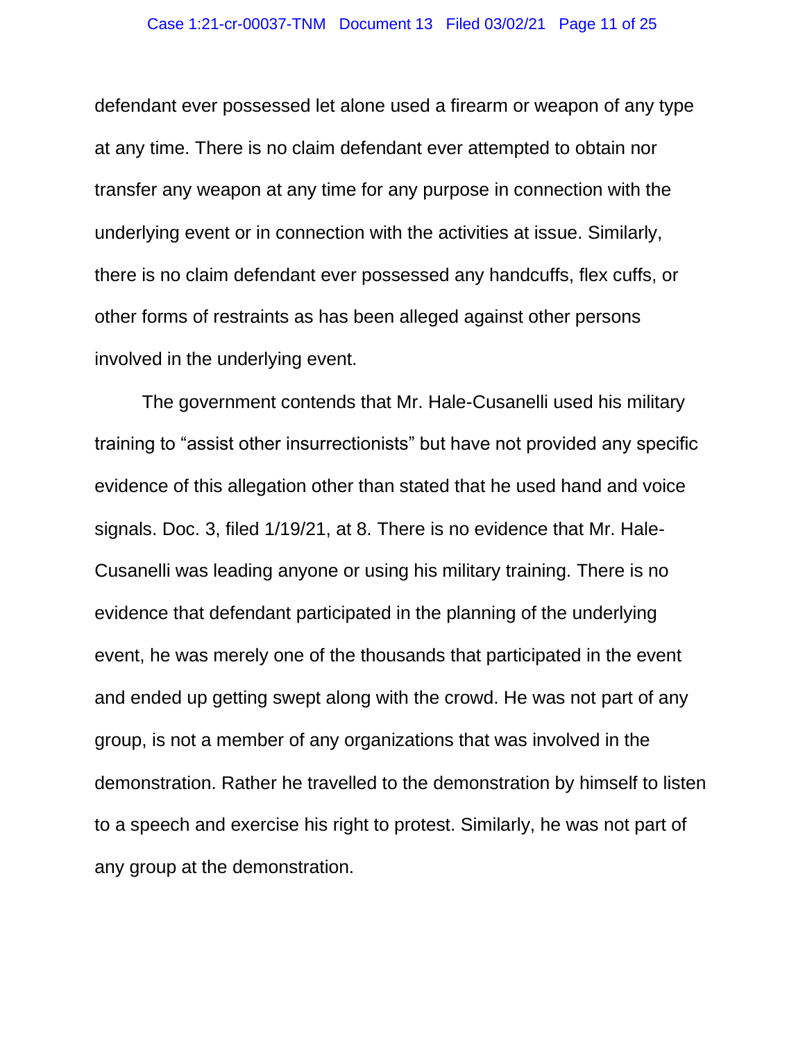defendant ever possessed let alone used a firearm or weapon of any type at any time. There is no claim defendant ever attempted to obtain nor transfer any weapon at any time for any purpose in connection with the underlying event or in connection with the activities at issue. Similarly, there is no claim defendant ever possessed any handcuffs, flex cuffs, or other forms of restraints as has been alleged against other persons involved in the underlying event.

The government contends that Mr. Hale-Cusanelli used his military training to "assist other insurrectionists" but have not provided any specific evidence of this allegation other than stated that he used hand and voice signals. Doc. 3, filed 1/19/21, at 8. There is no evidence that Mr. Hale-Cusanelli was leading anyone or using his military training. There is no evidence that defendant participated in the planning of the underlying event, he was merely one of the thousands that participated in the event and ended up getting swept along with the crowd. He was not part of any group, is not a member of any organizations that was involved in the demonstration. Rather he travelled to the demonstration by himself to listen to a speech and exercise his right to protest. Similarly, he was not part of any group at the demonstration.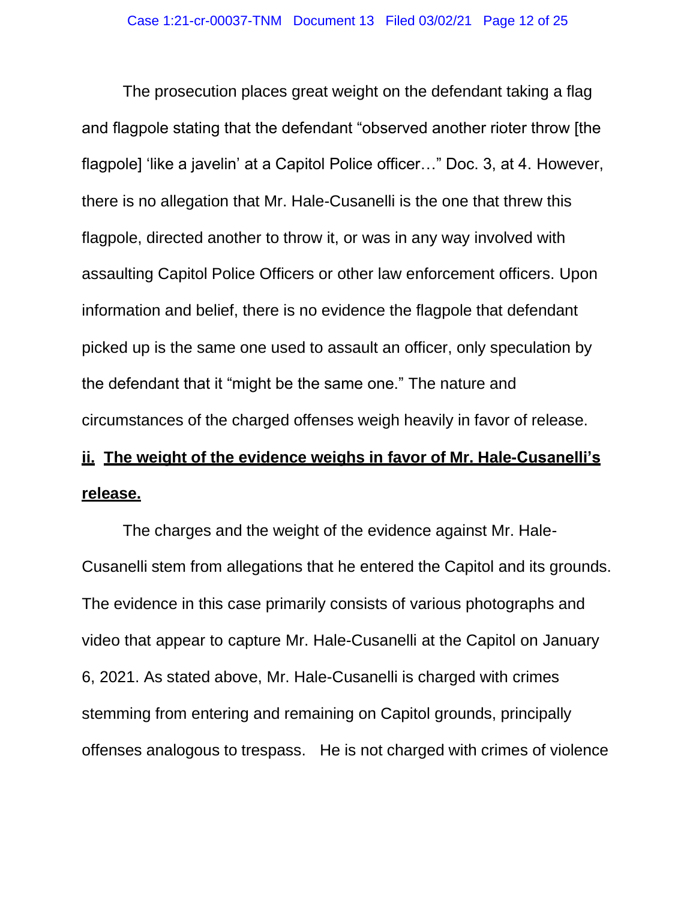The prosecution places great weight on the defendant taking a flag and flagpole stating that the defendant "observed another rioter throw [the flagpole] 'like a javelin' at a Capitol Police officer…" Doc. 3, at 4. However, there is no allegation that Mr. Hale-Cusanelli is the one that threw this flagpole, directed another to throw it, or was in any way involved with assaulting Capitol Police Officers or other law enforcement officers. Upon information and belief, there is no evidence the flagpole that defendant picked up is the same one used to assault an officer, only speculation by the defendant that it "might be the same one." The nature and circumstances of the charged offenses weigh heavily in favor of release.

**ii. The weight of the evidence weighs in favor of Mr. Hale-Cusanelli's release.**

The charges and the weight of the evidence against Mr. Hale-Cusanelli stem from allegations that he entered the Capitol and its grounds. The evidence in this case primarily consists of various photographs and video that appear to capture Mr. Hale-Cusanelli at the Capitol on January 6, 2021. As stated above, Mr. Hale-Cusanelli is charged with crimes stemming from entering and remaining on Capitol grounds, principally offenses analogous to trespass. He is not charged with crimes of violence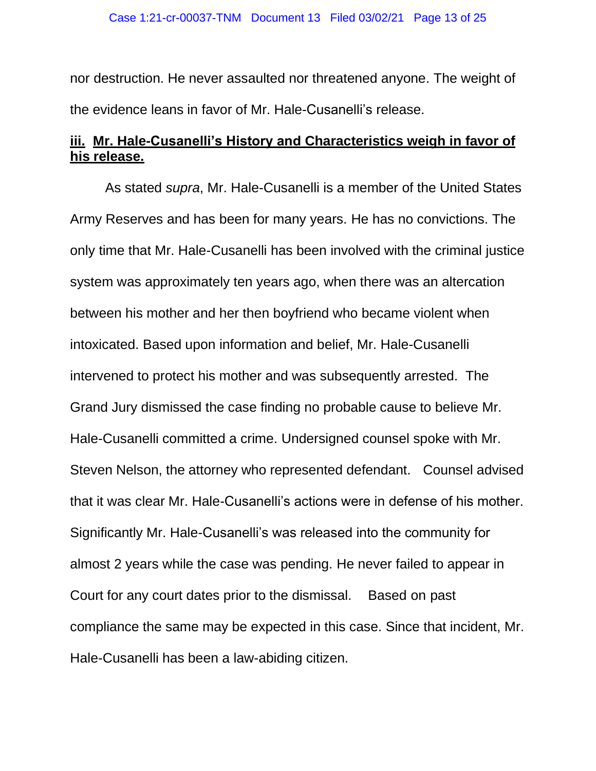nor destruction. He never assaulted nor threatened anyone. The weight of the evidence leans in favor of Mr. Hale-Cusanelli's release.

### **<u>iii. Mr. Hale-Cusanelli's History and Characteristics weigh in favor of his release.</u>**

As stated *supra*, Mr. Hale-Cusanelli is a member of the United States Army Reserves and has been for many years. He has no convictions. The only time that Mr. Hale-Cusanelli has been involved with the criminal justice system was approximately ten years ago, when there was an altercation between his mother and her then boyfriend who became violent when intoxicated. Based upon information and belief, Mr. Hale-Cusanelli intervened to protect his mother and was subsequently arrested. The Grand Jury dismissed the case finding no probable cause to believe Mr. Hale-Cusanelli committed a crime. Undersigned counsel spoke with Mr. Steven Nelson, the attorney who represented defendant. Counsel advised that it was clear Mr. Hale-Cusanelli's actions were in defense of his mother. Significantly Mr. Hale-Cusanelli's was released into the community for almost 2 years while the case was pending. He never failed to appear in Court for any court dates prior to the dismissal. Based on past compliance the same may be expected in this case. Since that incident, Mr. Hale-Cusanelli has been a law-abiding citizen.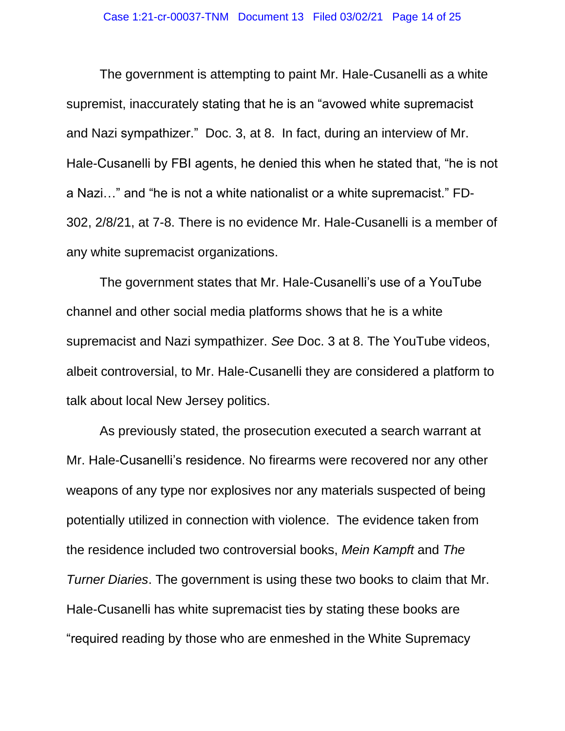The government is attempting to paint Mr. Hale-Cusanelli as a white supremist, inaccurately stating that he is an "avowed white supremacist and Nazi sympathizer." Doc. 3, at 8. In fact, during an interview of Mr. Hale-Cusanelli by FBI agents, he denied this when he stated that, "he is not a Nazi…" and "he is not a white nationalist or a white supremacist." FD-302, 2/8/21, at 7-8. There is no evidence Mr. Hale-Cusanelli is a member of any white supremacist organizations.

The government states that Mr. Hale-Cusanelli's use of a YouTube channel and other social media platforms shows that he is a white supremacist and Nazi sympathizer. *See* Doc. 3 at 8. The YouTube videos, albeit controversial, to Mr. Hale-Cusanelli they are considered a platform to talk about local New Jersey politics.

As previously stated, the prosecution executed a search warrant at Mr. Hale-Cusanelli's residence. No firearms were recovered nor any other weapons of any type nor explosives nor any materials suspected of being potentially utilized in connection with violence. The evidence taken from the residence included two controversial books, *Mein Kampft* and *The Turner Diaries*. The government is using these two books to claim that Mr. Hale-Cusanelli has white supremacist ties by stating these books are "required reading by those who are enmeshed in the White Supremacy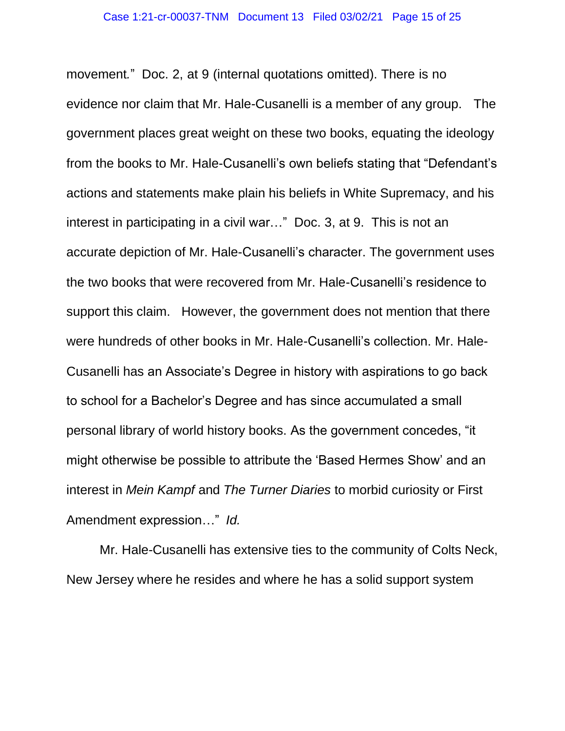movement." Doc. 2, at 9 (internal quotations omitted). There is no evidence nor claim that Mr. Hale-Cusanelli is a member of any group. The government places great weight on these two books, equating the ideology from the books to Mr. Hale-Cusanelli's own beliefs stating that "Defendant's actions and statements make plain his beliefs in White Supremacy, and his interest in participating in a civil war…" Doc. 3, at 9. This is not an accurate depiction of Mr. Hale-Cusanelli's character. The government uses the two books that were recovered from Mr. Hale-Cusanelli's residence to support this claim. However, the government does not mention that there were hundreds of other books in Mr. Hale-Cusanelli's collection. Mr. Hale-Cusanelli has an Associate's Degree in history with aspirations to go back to school for a Bachelor's Degree and has since accumulated a small personal library of world history books. As the government concedes, "it might otherwise be possible to attribute the 'Based Hermes Show' and an interest in *Mein Kampf* and *The Turner Diaries* to morbid curiosity or First Amendment expression…" *Id.*

Mr. Hale-Cusanelli has extensive ties to the community of Colts Neck, New Jersey where he resides and where he has a solid support system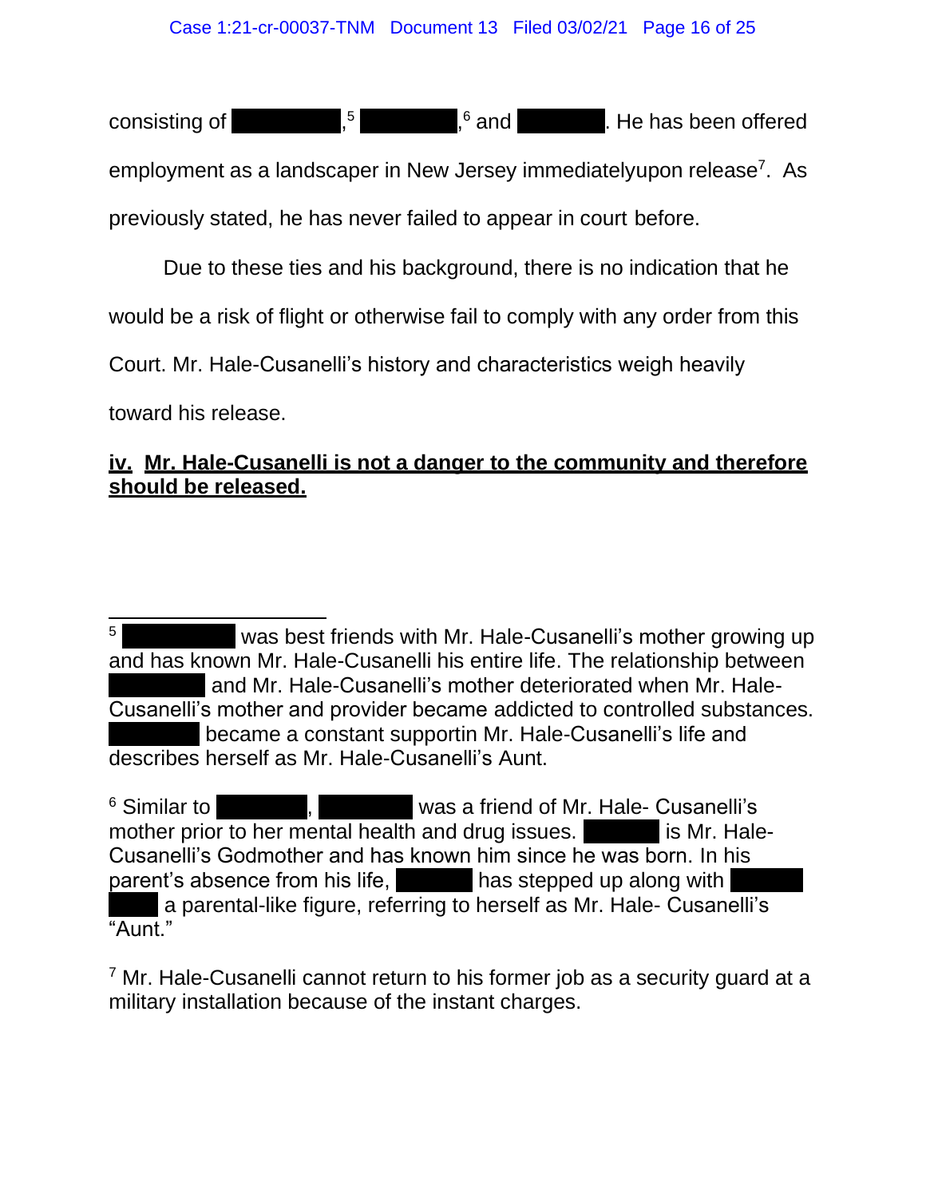consisting of ███████,[5] ███████,[6] and ███████. He has been offered employment as a landscaper in New Jersey immediatelyupon release[7]. As previously stated, he has never failed to appear in court before.

Due to these ties and his background, there is no indication that he would be a risk of flight or otherwise fail to comply with any order from this Court. Mr. Hale-Cusanelli's history and characteristics weigh heavily toward his release.

**<u>iv. Mr. Hale-Cusanelli is not a danger to the community and therefore should be released.</u>**

---

[5] ███████ was best friends with Mr. Hale-Cusanelli's mother growing up and has known Mr. Hale-Cusanelli his entire life. The relationship between ███████ and Mr. Hale-Cusanelli's mother deteriorated when Mr. Hale-Cusanelli's mother and provider became addicted to controlled substances. ███████ became a constant supportin Mr. Hale-Cusanelli's life and describes herself as Mr. Hale-Cusanelli's Aunt.

[6] Similar to ███████, ███████ was a friend of Mr. Hale- Cusanelli's mother prior to her mental health and drug issues. ██████ is Mr. Hale-Cusanelli's Godmother and has known him since he was born. In his parent's absence from his life, ██████ has stepped up along with ██████ ████ a parental-like figure, referring to herself as Mr. Hale- Cusanelli's "Aunt."

[7] Mr. Hale-Cusanelli cannot return to his former job as a security guard at a military installation because of the instant charges.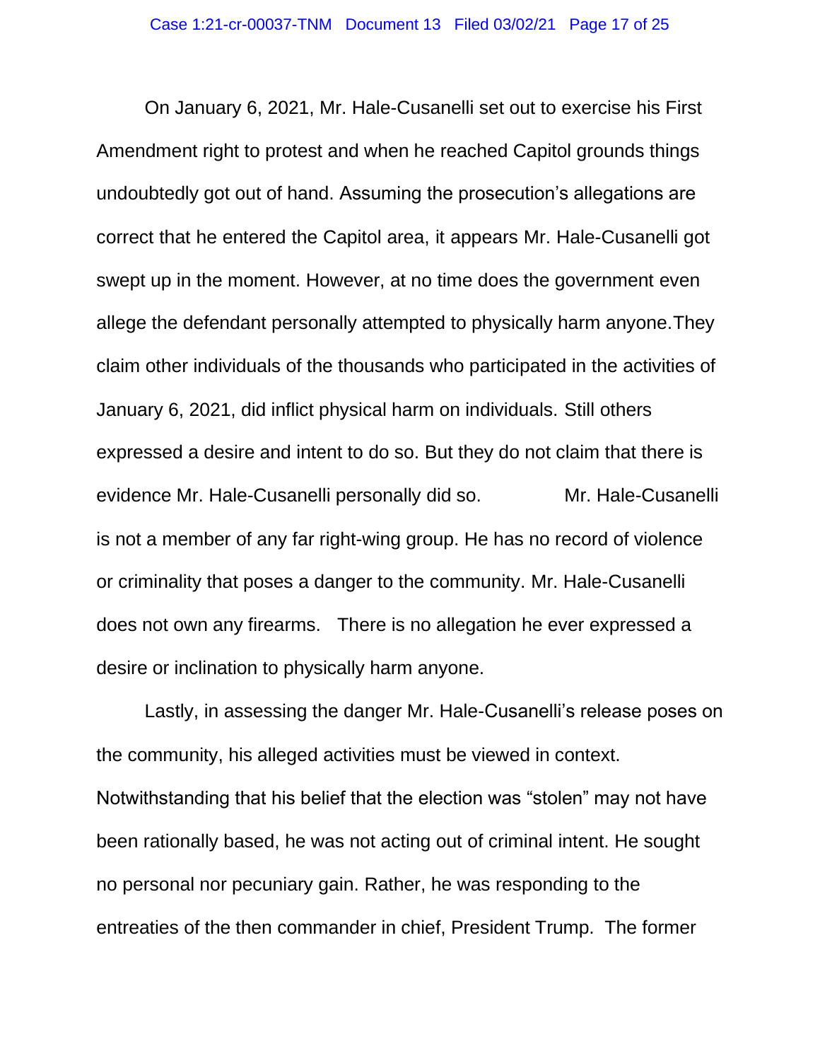On January 6, 2021, Mr. Hale-Cusanelli set out to exercise his First Amendment right to protest and when he reached Capitol grounds things undoubtedly got out of hand. Assuming the prosecution's allegations are correct that he entered the Capitol area, it appears Mr. Hale-Cusanelli got swept up in the moment. However, at no time does the government even allege the defendant personally attempted to physically harm anyone.They claim other individuals of the thousands who participated in the activities of January 6, 2021, did inflict physical harm on individuals. Still others expressed a desire and intent to do so. But they do not claim that there is evidence Mr. Hale-Cusanelli personally did so. Mr. Hale-Cusanelli is not a member of any far right-wing group. He has no record of violence or criminality that poses a danger to the community. Mr. Hale-Cusanelli does not own any firearms. There is no allegation he ever expressed a desire or inclination to physically harm anyone.

Lastly, in assessing the danger Mr. Hale-Cusanelli's release poses on the community, his alleged activities must be viewed in context. Notwithstanding that his belief that the election was "stolen" may not have been rationally based, he was not acting out of criminal intent. He sought no personal nor pecuniary gain. Rather, he was responding to the entreaties of the then commander in chief, President Trump. The former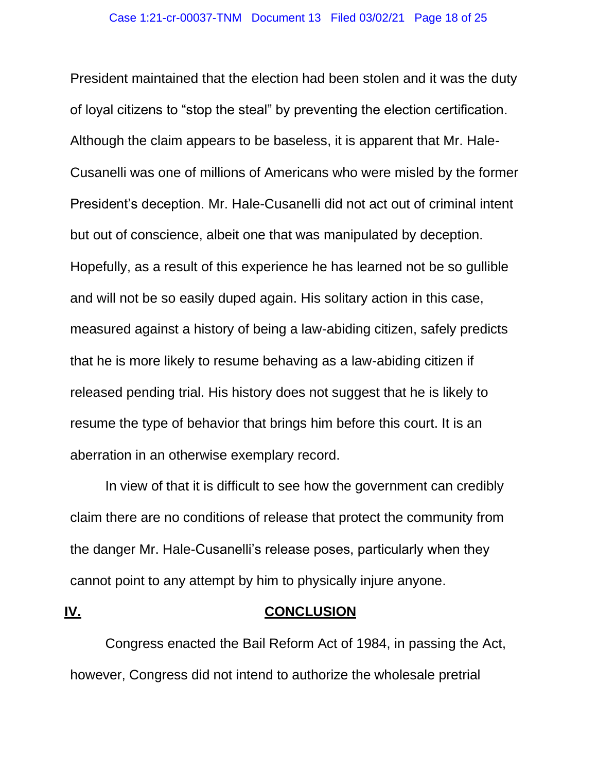President maintained that the election had been stolen and it was the duty of loyal citizens to "stop the steal" by preventing the election certification. Although the claim appears to be baseless, it is apparent that Mr. Hale-Cusanelli was one of millions of Americans who were misled by the former President's deception. Mr. Hale-Cusanelli did not act out of criminal intent but out of conscience, albeit one that was manipulated by deception. Hopefully, as a result of this experience he has learned not be so gullible and will not be so easily duped again. His solitary action in this case, measured against a history of being a law-abiding citizen, safely predicts that he is more likely to resume behaving as a law-abiding citizen if released pending trial. His history does not suggest that he is likely to resume the type of behavior that brings him before this court. It is an aberration in an otherwise exemplary record.

In view of that it is difficult to see how the government can credibly claim there are no conditions of release that protect the community from the danger Mr. Hale-Cusanelli's release poses, particularly when they cannot point to any attempt by him to physically injure anyone.

## IV. CONCLUSION

Congress enacted the Bail Reform Act of 1984, in passing the Act, however, Congress did not intend to authorize the wholesale pretrial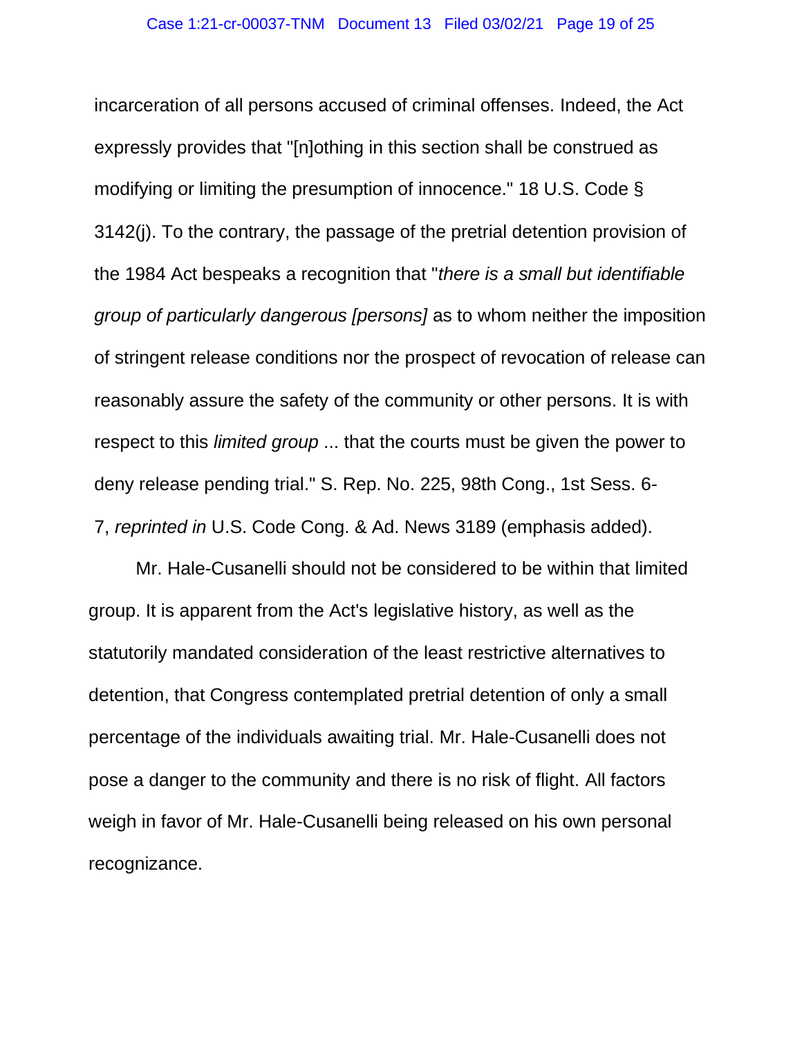incarceration of all persons accused of criminal offenses. Indeed, the Act expressly provides that "[n]othing in this section shall be construed as modifying or limiting the presumption of innocence." 18 U.S. Code § 3142(j). To the contrary, the passage of the pretrial detention provision of the 1984 Act bespeaks a recognition that "*there is a small but identifiable group of particularly dangerous [persons]* as to whom neither the imposition of stringent release conditions nor the prospect of revocation of release can reasonably assure the safety of the community or other persons. It is with respect to this *limited group* ... that the courts must be given the power to deny release pending trial." S. Rep. No. 225, 98th Cong., 1st Sess. 6-7, *reprinted in* U.S. Code Cong. & Ad. News 3189 (emphasis added).

Mr. Hale-Cusanelli should not be considered to be within that limited group. It is apparent from the Act's legislative history, as well as the statutorily mandated consideration of the least restrictive alternatives to detention, that Congress contemplated pretrial detention of only a small percentage of the individuals awaiting trial. Mr. Hale-Cusanelli does not pose a danger to the community and there is no risk of flight. All factors weigh in favor of Mr. Hale-Cusanelli being released on his own personal recognizance.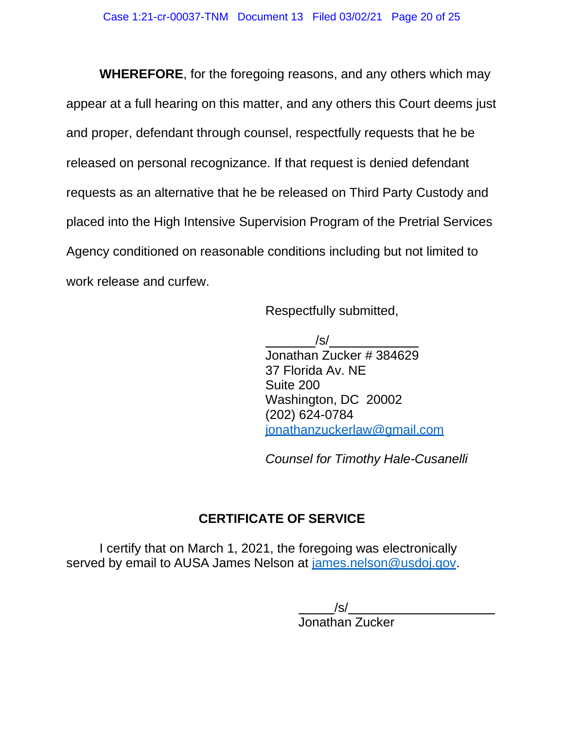**WHEREFORE**, for the foregoing reasons, and any others which may appear at a full hearing on this matter, and any others this Court deems just and proper, defendant through counsel, respectfully requests that he be released on personal recognizance. If that request is denied defendant requests as an alternative that he be released on Third Party Custody and placed into the High Intensive Supervision Program of the Pretrial Services Agency conditioned on reasonable conditions including but not limited to work release and curfew.

Respectfully submitted,

_______/s/_____________
Jonathan Zucker # 384629
37 Florida Av. NE
Suite 200
Washington, DC 20002
(202) 624-0784
jonathanzuckerlaw@gmail.com

*Counsel for Timothy Hale-Cusanelli*

**CERTIFICATE OF SERVICE**

I certify that on March 1, 2021, the foregoing was electronically served by email to AUSA James Nelson at james.nelson@usdoj.gov.

_____/s/____________________
Jonathan Zucker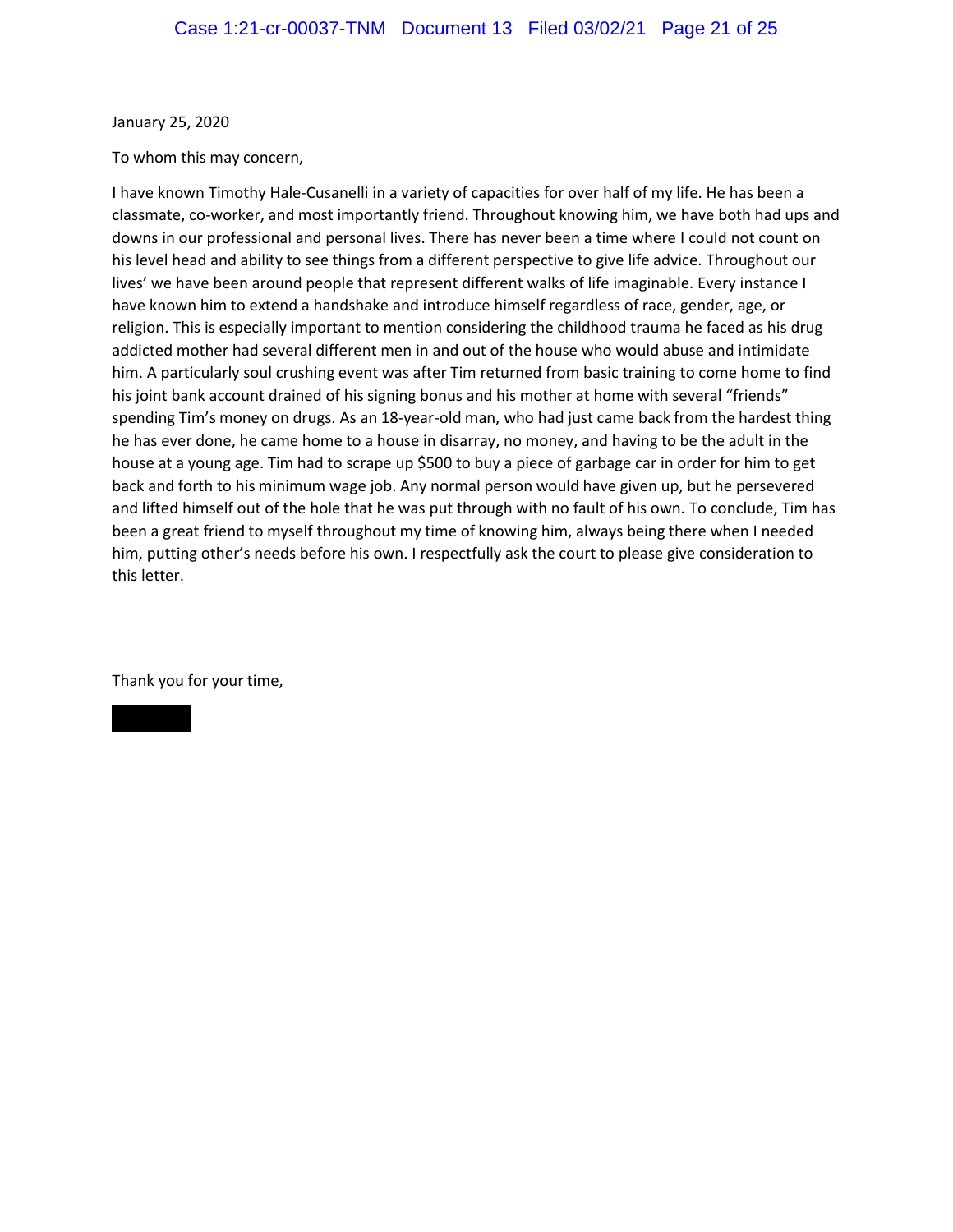January 25, 2020

To whom this may concern,

I have known Timothy Hale-Cusanelli in a variety of capacities for over half of my life. He has been a classmate, co-worker, and most importantly friend. Throughout knowing him, we have both had ups and downs in our professional and personal lives. There has never been a time where I could not count on his level head and ability to see things from a different perspective to give life advice. Throughout our lives' we have been around people that represent different walks of life imaginable. Every instance I have known him to extend a handshake and introduce himself regardless of race, gender, age, or religion. This is especially important to mention considering the childhood trauma he faced as his drug addicted mother had several different men in and out of the house who would abuse and intimidate him. A particularly soul crushing event was after Tim returned from basic training to come home to find his joint bank account drained of his signing bonus and his mother at home with several "friends" spending Tim's money on drugs. As an 18-year-old man, who had just came back from the hardest thing he has ever done, he came home to a house in disarray, no money, and having to be the adult in the house at a young age. Tim had to scrape up $500 to buy a piece of garbage car in order for him to get back and forth to his minimum wage job. Any normal person would have given up, but he persevered and lifted himself out of the hole that he was put through with no fault of his own. To conclude, Tim has been a great friend to myself throughout my time of knowing him, always being there when I needed him, putting other's needs before his own. I respectfully ask the court to please give consideration to this letter.

Thank you for your time,

[REDACTED]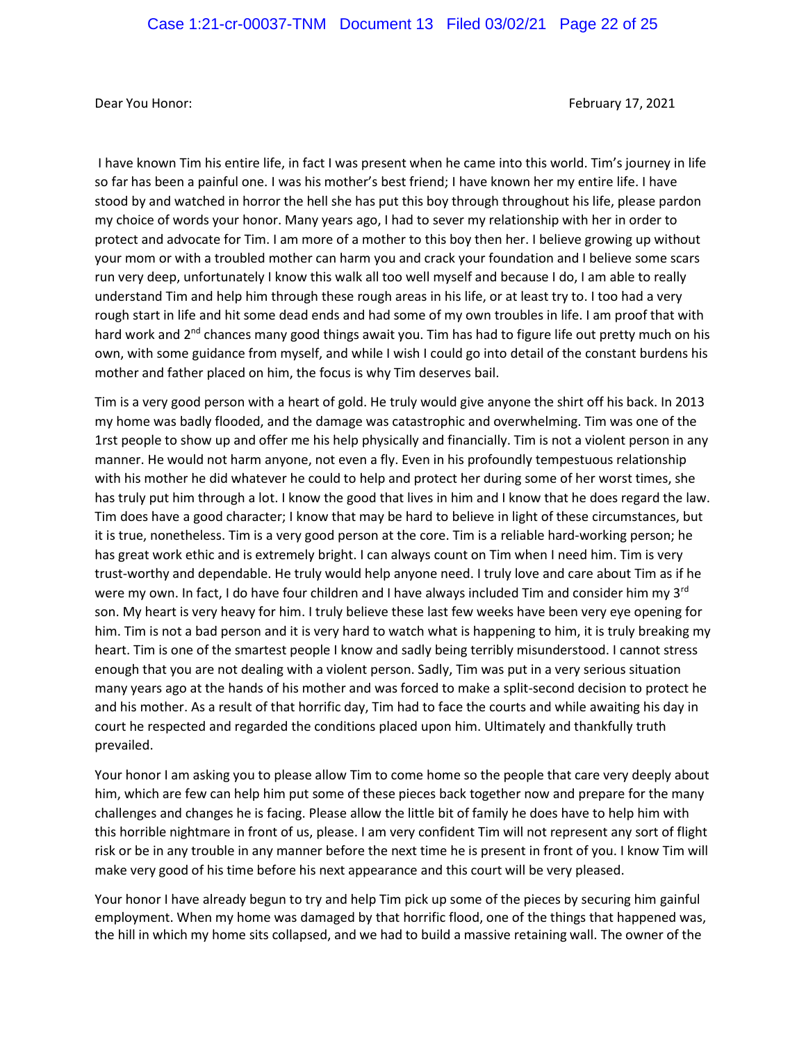Dear You Honor: February 17, 2021

I have known Tim his entire life, in fact I was present when he came into this world. Tim's journey in life so far has been a painful one. I was his mother's best friend; I have known her my entire life. I have stood by and watched in horror the hell she has put this boy through throughout his life, please pardon my choice of words your honor. Many years ago, I had to sever my relationship with her in order to protect and advocate for Tim. I am more of a mother to this boy then her. I believe growing up without your mom or with a troubled mother can harm you and crack your foundation and I believe some scars run very deep, unfortunately I know this walk all too well myself and because I do, I am able to really understand Tim and help him through these rough areas in his life, or at least try to. I too had a very rough start in life and hit some dead ends and had some of my own troubles in life. I am proof that with hard work and 2nd chances many good things await you. Tim has had to figure life out pretty much on his own, with some guidance from myself, and while I wish I could go into detail of the constant burdens his mother and father placed on him, the focus is why Tim deserves bail.

Tim is a very good person with a heart of gold. He truly would give anyone the shirt off his back. In 2013 my home was badly flooded, and the damage was catastrophic and overwhelming. Tim was one of the 1rst people to show up and offer me his help physically and financially. Tim is not a violent person in any manner. He would not harm anyone, not even a fly. Even in his profoundly tempestuous relationship with his mother he did whatever he could to help and protect her during some of her worst times, she has truly put him through a lot. I know the good that lives in him and I know that he does regard the law. Tim does have a good character; I know that may be hard to believe in light of these circumstances, but it is true, nonetheless. Tim is a very good person at the core. Tim is a reliable hard-working person; he has great work ethic and is extremely bright. I can always count on Tim when I need him. Tim is very trust-worthy and dependable. He truly would help anyone need. I truly love and care about Tim as if he were my own. In fact, I do have four children and I have always included Tim and consider him my 3rd son. My heart is very heavy for him. I truly believe these last few weeks have been very eye opening for him. Tim is not a bad person and it is very hard to watch what is happening to him, it is truly breaking my heart. Tim is one of the smartest people I know and sadly being terribly misunderstood. I cannot stress enough that you are not dealing with a violent person. Sadly, Tim was put in a very serious situation many years ago at the hands of his mother and was forced to make a split-second decision to protect he and his mother. As a result of that horrific day, Tim had to face the courts and while awaiting his day in court he respected and regarded the conditions placed upon him. Ultimately and thankfully truth prevailed.

Your honor I am asking you to please allow Tim to come home so the people that care very deeply about him, which are few can help him put some of these pieces back together now and prepare for the many challenges and changes he is facing. Please allow the little bit of family he does have to help him with this horrible nightmare in front of us, please. I am very confident Tim will not represent any sort of flight risk or be in any trouble in any manner before the next time he is present in front of you. I know Tim will make very good of his time before his next appearance and this court will be very pleased.

Your honor I have already begun to try and help Tim pick up some of the pieces by securing him gainful employment. When my home was damaged by that horrific flood, one of the things that happened was, the hill in which my home sits collapsed, and we had to build a massive retaining wall. The owner of the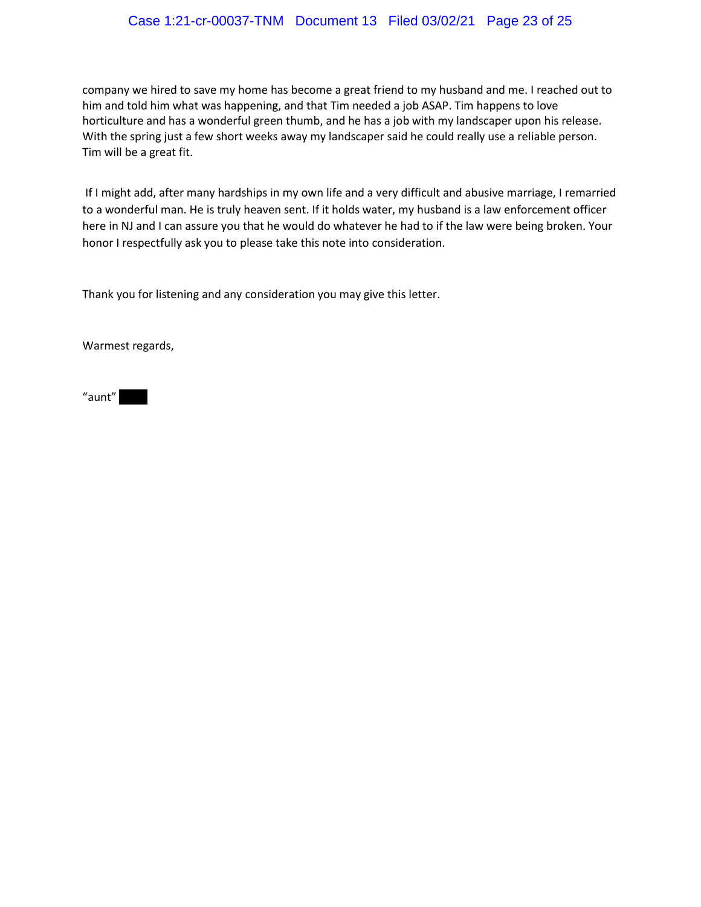company we hired to save my home has become a great friend to my husband and me. I reached out to him and told him what was happening, and that Tim needed a job ASAP. Tim happens to love horticulture and has a wonderful green thumb, and he has a job with my landscaper upon his release. With the spring just a few short weeks away my landscaper said he could really use a reliable person. Tim will be a great fit.

If I might add, after many hardships in my own life and a very difficult and abusive marriage, I remarried to a wonderful man. He is truly heaven sent. If it holds water, my husband is a law enforcement officer here in NJ and I can assure you that he would do whatever he had to if the law were being broken. Your honor I respectfully ask you to please take this note into consideration.

Thank you for listening and any consideration you may give this letter.

Warmest regards,

"aunt" [REDACTED]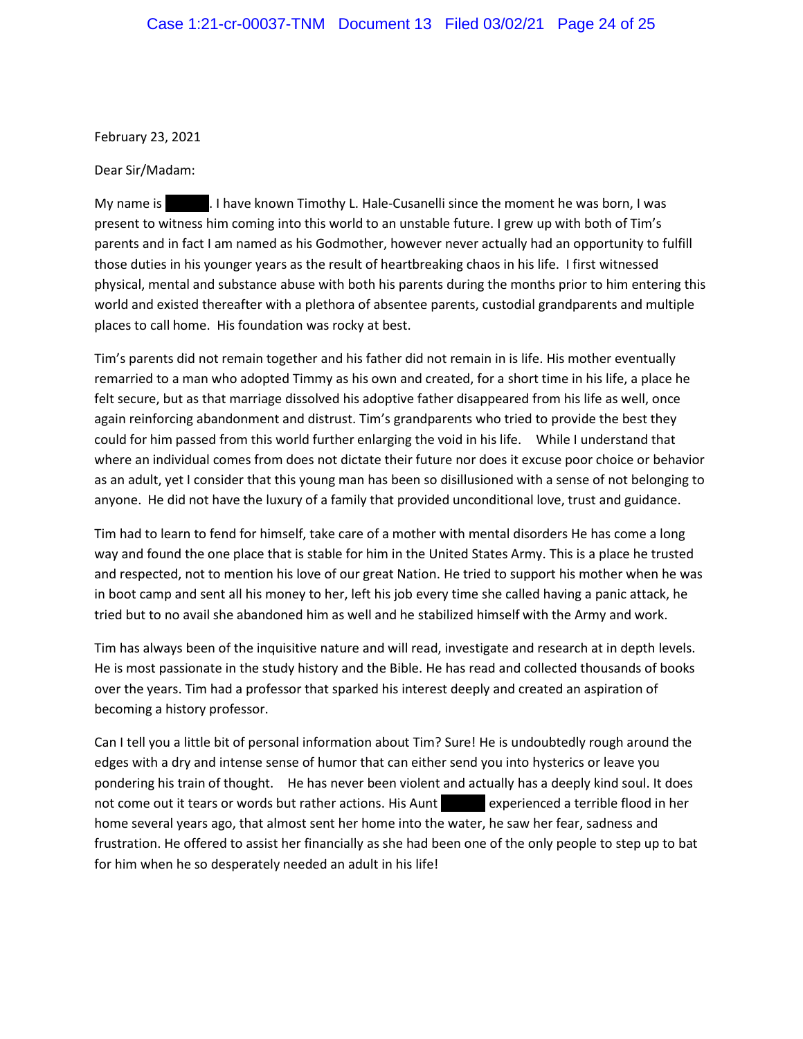February 23, 2021

Dear Sir/Madam:

My name is ██████. I have known Timothy L. Hale-Cusanelli since the moment he was born, I was present to witness him coming into this world to an unstable future. I grew up with both of Tim's parents and in fact I am named as his Godmother, however never actually had an opportunity to fulfill those duties in his younger years as the result of heartbreaking chaos in his life. I first witnessed physical, mental and substance abuse with both his parents during the months prior to him entering this world and existed thereafter with a plethora of absentee parents, custodial grandparents and multiple places to call home. His foundation was rocky at best.

Tim's parents did not remain together and his father did not remain in is life. His mother eventually remarried to a man who adopted Timmy as his own and created, for a short time in his life, a place he felt secure, but as that marriage dissolved his adoptive father disappeared from his life as well, once again reinforcing abandonment and distrust. Tim's grandparents who tried to provide the best they could for him passed from this world further enlarging the void in his life. While I understand that where an individual comes from does not dictate their future nor does it excuse poor choice or behavior as an adult, yet I consider that this young man has been so disillusioned with a sense of not belonging to anyone. He did not have the luxury of a family that provided unconditional love, trust and guidance.

Tim had to learn to fend for himself, take care of a mother with mental disorders He has come a long way and found the one place that is stable for him in the United States Army. This is a place he trusted and respected, not to mention his love of our great Nation. He tried to support his mother when he was in boot camp and sent all his money to her, left his job every time she called having a panic attack, he tried but to no avail she abandoned him as well and he stabilized himself with the Army and work.

Tim has always been of the inquisitive nature and will read, investigate and research at in depth levels. He is most passionate in the study history and the Bible. He has read and collected thousands of books over the years. Tim had a professor that sparked his interest deeply and created an aspiration of becoming a history professor.

Can I tell you a little bit of personal information about Tim? Sure! He is undoubtedly rough around the edges with a dry and intense sense of humor that can either send you into hysterics or leave you pondering his train of thought. He has never been violent and actually has a deeply kind soul. It does not come out it tears or words but rather actions. His Aunt ██████ experienced a terrible flood in her home several years ago, that almost sent her home into the water, he saw her fear, sadness and frustration. He offered to assist her financially as she had been one of the only people to step up to bat for him when he so desperately needed an adult in his life!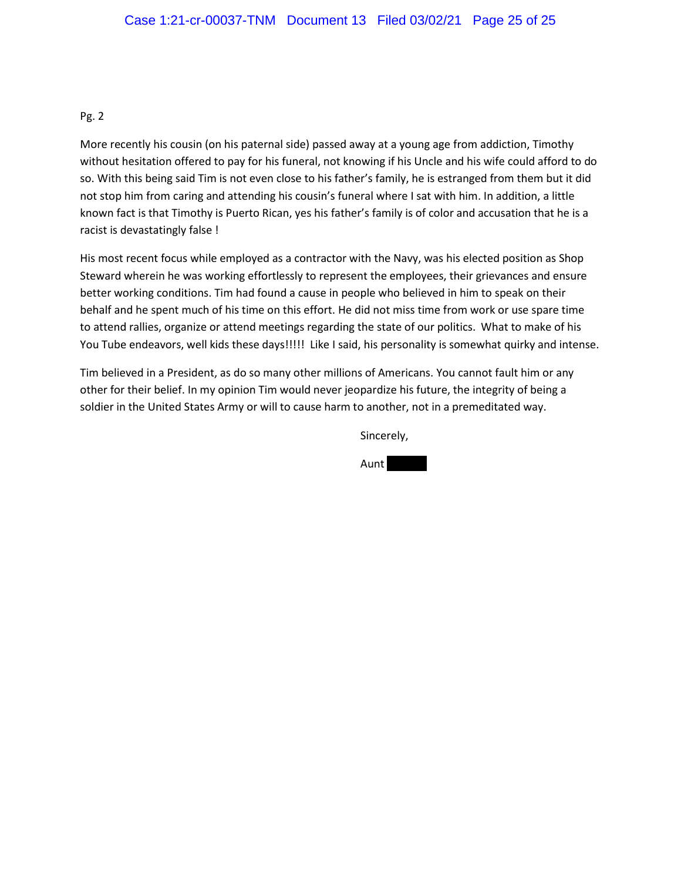Pg. 2

More recently his cousin (on his paternal side) passed away at a young age from addiction, Timothy without hesitation offered to pay for his funeral, not knowing if his Uncle and his wife could afford to do so. With this being said Tim is not even close to his father's family, he is estranged from them but it did not stop him from caring and attending his cousin's funeral where I sat with him. In addition, a little known fact is that Timothy is Puerto Rican, yes his father's family is of color and accusation that he is a racist is devastatingly false !

His most recent focus while employed as a contractor with the Navy, was his elected position as Shop Steward wherein he was working effortlessly to represent the employees, their grievances and ensure better working conditions. Tim had found a cause in people who believed in him to speak on their behalf and he spent much of his time on this effort. He did not miss time from work or use spare time to attend rallies, organize or attend meetings regarding the state of our politics. What to make of his You Tube endeavors, well kids these days!!!!! Like I said, his personality is somewhat quirky and intense.

Tim believed in a President, as do so many other millions of Americans. You cannot fault him or any other for their belief. In my opinion Tim would never jeopardize his future, the integrity of being a soldier in the United States Army or will to cause harm to another, not in a premeditated way.

Sincerely,

Aunt [REDACTED]